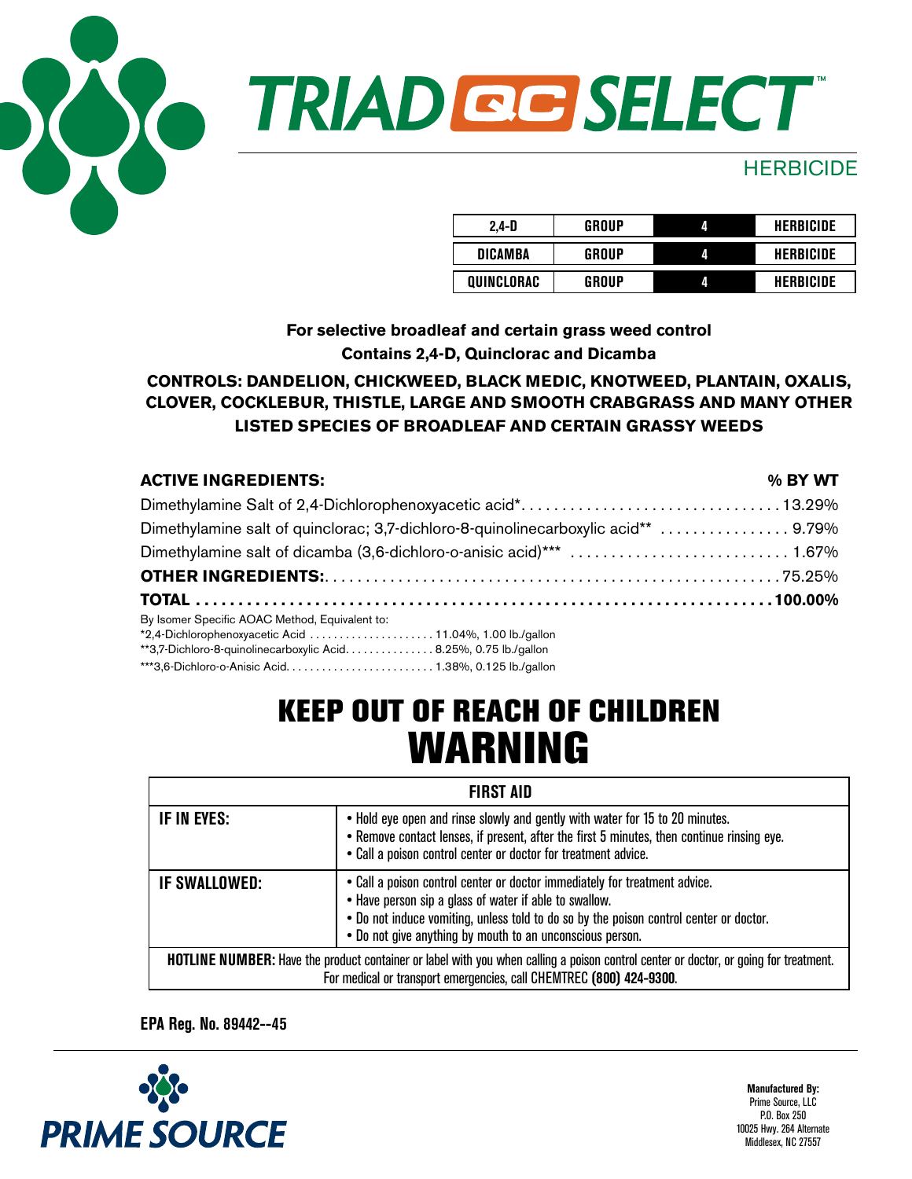# TRIAD QC SELECT™

## HERBICIDE

| 2,4-D | GROUP | 4 | HERBICIDE |
|---|---|---|---|
| DICAMBA | GROUP | 4 | HERBICIDE |
| QUINCLORAC | GROUP | 4 | HERBICIDE |

**For selective broadleaf and certain grass weed control**
**Contains 2,4-D, Quinclorac and Dicamba**

**CONTROLS: DANDELION, CHICKWEED, BLACK MEDIC, KNOTWEED, PLANTAIN, OXALIS, CLOVER, COCKLEBUR, THISTLE, LARGE AND SMOOTH CRABGRASS AND MANY OTHER LISTED SPECIES OF BROADLEAF AND CERTAIN GRASSY WEEDS**

| **ACTIVE INGREDIENTS:** | **% BY WT** |
|---|---|
| Dimethylamine Salt of 2,4-Dichlorophenoxyacetic acid* | 13.29% |
| Dimethylamine salt of quinclorac; 3,7-dichloro-8-quinolinecarboxylic acid** | 9.79% |
| Dimethylamine salt of dicamba (3,6-dichloro-o-anisic acid)*** | 1.67% |
| **OTHER INGREDIENTS:** | 75.25% |
| **TOTAL** | **100.00%** |

By Isomer Specific AOAC Method, Equivalent to:
*2,4-Dichlorophenoxyacetic Acid ..................... 11.04%, 1.00 lb./gallon
**3,7-Dichloro-8-quinolinecarboxylic Acid.............. 8.25%, 0.75 lb./gallon
***3,6-Dichloro-o-Anisic Acid......................... 1.38%, 0.125 lb./gallon

# KEEP OUT OF REACH OF CHILDREN
# WARNING

| FIRST AID | |
|---|---|
| **IF IN EYES:** | • Hold eye open and rinse slowly and gently with water for 15 to 20 minutes.<br>• Remove contact lenses, if present, after the first 5 minutes, then continue rinsing eye.<br>• Call a poison control center or doctor for treatment advice. |
| **IF SWALLOWED:** | • Call a poison control center or doctor immediately for treatment advice.<br>• Have person sip a glass of water if able to swallow.<br>• Do not induce vomiting, unless told to do so by the poison control center or doctor.<br>• Do not give anything by mouth to an unconscious person. |
| **HOTLINE NUMBER:** Have the product container or label with you when calling a poison control center or doctor, or going for treatment. For medical or transport emergencies, call CHEMTREC **(800) 424-9300**. | |

**EPA Reg. No. 89442--45**

PRIME SOURCE

**Manufactured By:**
Prime Source, LLC
P.O. Box 250
10025 Hwy. 264 Alternate
Middlesex, NC 27557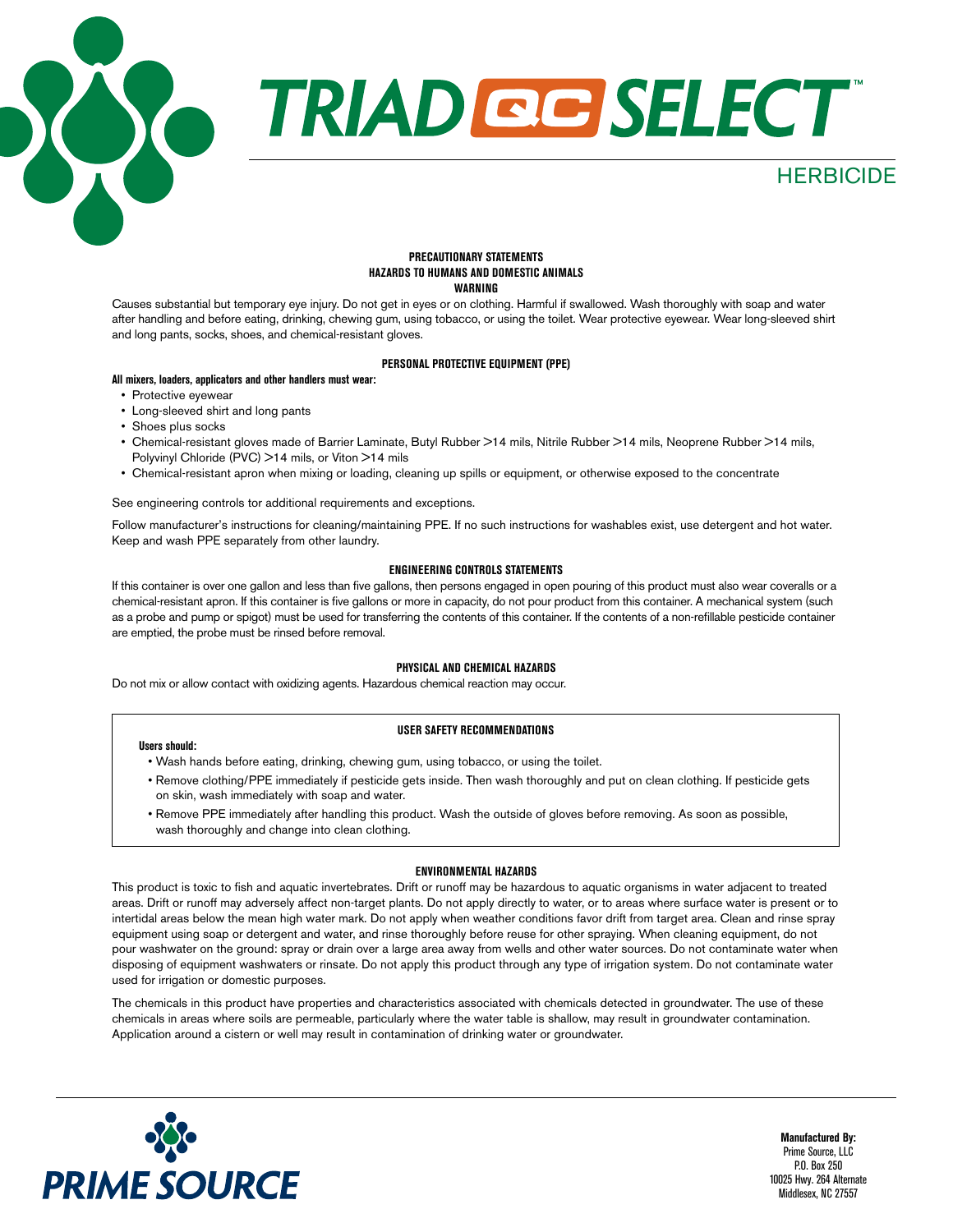# TRIAD QC SELECT™

## HERBICIDE

### PRECAUTIONARY STATEMENTS
### HAZARDS TO HUMANS AND DOMESTIC ANIMALS
### WARNING

Causes substantial but temporary eye injury. Do not get in eyes or on clothing. Harmful if swallowed. Wash thoroughly with soap and water after handling and before eating, drinking, chewing gum, using tobacco, or using the toilet. Wear protective eyewear. Wear long-sleeved shirt and long pants, socks, shoes, and chemical-resistant gloves.

### PERSONAL PROTECTIVE EQUIPMENT (PPE)

**All mixers, loaders, applicators and other handlers must wear:**

- Protective eyewear
- Long-sleeved shirt and long pants
- Shoes plus socks
- Chemical-resistant gloves made of Barrier Laminate, Butyl Rubber >14 mils, Nitrile Rubber >14 mils, Neoprene Rubber >14 mils, Polyvinyl Chloride (PVC) >14 mils, or Viton >14 mils
- Chemical-resistant apron when mixing or loading, cleaning up spills or equipment, or otherwise exposed to the concentrate

See engineering controls tor additional requirements and exceptions.

Follow manufacturer's instructions for cleaning/maintaining PPE. If no such instructions for washables exist, use detergent and hot water. Keep and wash PPE separately from other laundry.

### ENGINEERING CONTROLS STATEMENTS

If this container is over one gallon and less than five gallons, then persons engaged in open pouring of this product must also wear coveralls or a chemical-resistant apron. If this container is five gallons or more in capacity, do not pour product from this container. A mechanical system (such as a probe and pump or spigot) must be used for transferring the contents of this container. If the contents of a non-refillable pesticide container are emptied, the probe must be rinsed before removal.

### PHYSICAL AND CHEMICAL HAZARDS

Do not mix or allow contact with oxidizing agents. Hazardous chemical reaction may occur.

### USER SAFETY RECOMMENDATIONS

**Users should:**

- Wash hands before eating, drinking, chewing gum, using tobacco, or using the toilet.
- Remove clothing/PPE immediately if pesticide gets inside. Then wash thoroughly and put on clean clothing. If pesticide gets on skin, wash immediately with soap and water.
- Remove PPE immediately after handling this product. Wash the outside of gloves before removing. As soon as possible, wash thoroughly and change into clean clothing.

### ENVIRONMENTAL HAZARDS

This product is toxic to fish and aquatic invertebrates. Drift or runoff may be hazardous to aquatic organisms in water adjacent to treated areas. Drift or runoff may adversely affect non-target plants. Do not apply directly to water, or to areas where surface water is present or to intertidal areas below the mean high water mark. Do not apply when weather conditions favor drift from target area. Clean and rinse spray equipment using soap or detergent and water, and rinse thoroughly before reuse for other spraying. When cleaning equipment, do not pour washwater on the ground: spray or drain over a large area away from wells and other water sources. Do not contaminate water when disposing of equipment washwaters or rinsate. Do not apply this product through any type of irrigation system. Do not contaminate water used for irrigation or domestic purposes.

The chemicals in this product have properties and characteristics associated with chemicals detected in groundwater. The use of these chemicals in areas where soils are permeable, particularly where the water table is shallow, may result in groundwater contamination. Application around a cistern or well may result in contamination of drinking water or groundwater.

PRIME SOURCE

**Manufactured By:**
Prime Source, LLC
P.O. Box 250
10025 Hwy. 264 Alternate
Middlesex, NC 27557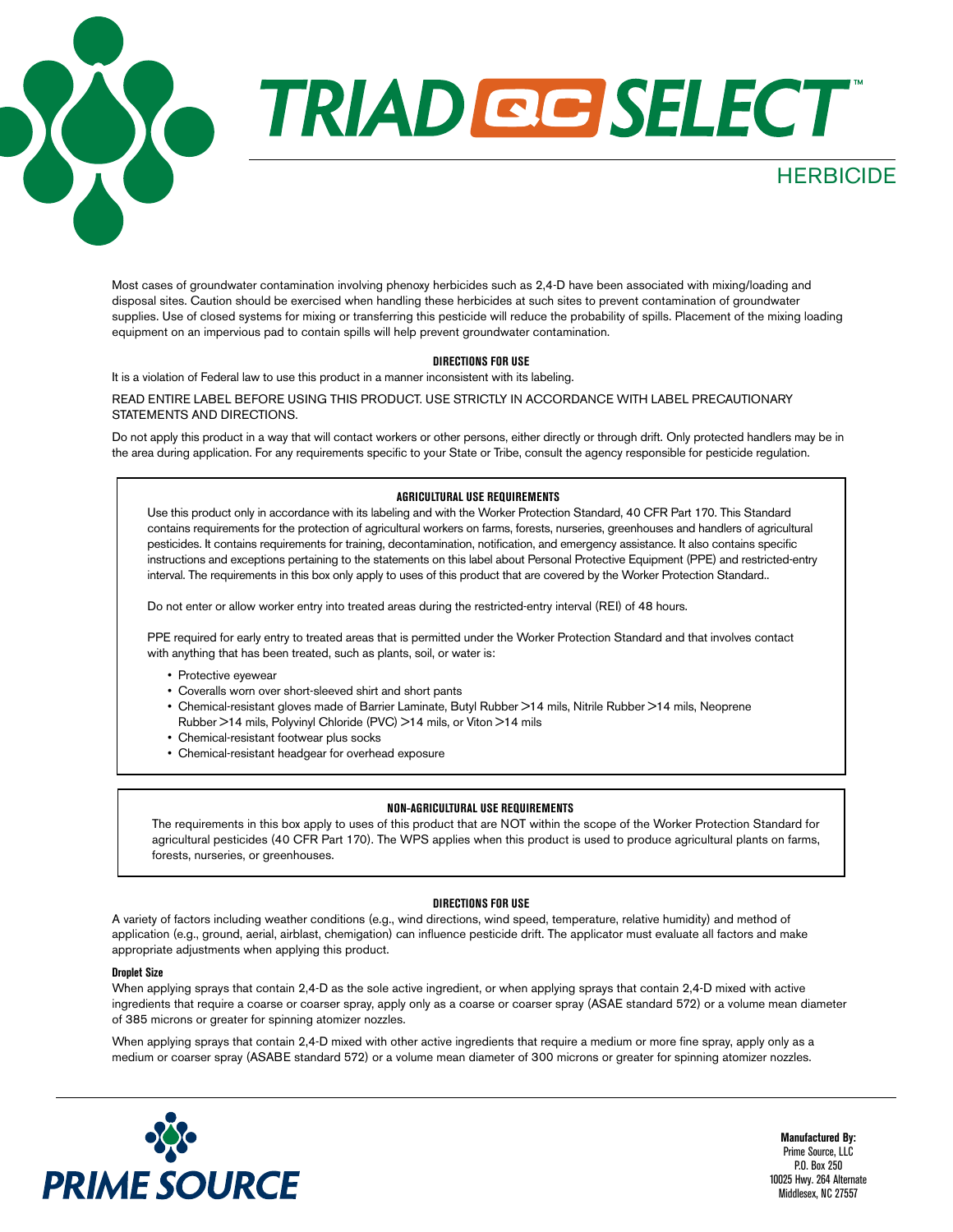# TRIAD QC SELECT™

## HERBICIDE

Most cases of groundwater contamination involving phenoxy herbicides such as 2,4-D have been associated with mixing/loading and disposal sites. Caution should be exercised when handling these herbicides at such sites to prevent contamination of groundwater supplies. Use of closed systems for mixing or transferring this pesticide will reduce the probability of spills. Placement of the mixing loading equipment on an impervious pad to contain spills will help prevent groundwater contamination.

### DIRECTIONS FOR USE

It is a violation of Federal law to use this product in a manner inconsistent with its labeling.

READ ENTIRE LABEL BEFORE USING THIS PRODUCT. USE STRICTLY IN ACCORDANCE WITH LABEL PRECAUTIONARY STATEMENTS AND DIRECTIONS.

Do not apply this product in a way that will contact workers or other persons, either directly or through drift. Only protected handlers may be in the area during application. For any requirements specific to your State or Tribe, consult the agency responsible for pesticide regulation.

### AGRICULTURAL USE REQUIREMENTS

Use this product only in accordance with its labeling and with the Worker Protection Standard, 40 CFR Part 170. This Standard contains requirements for the protection of agricultural workers on farms, forests, nurseries, greenhouses and handlers of agricultural pesticides. It contains requirements for training, decontamination, notification, and emergency assistance. It also contains specific instructions and exceptions pertaining to the statements on this label about Personal Protective Equipment (PPE) and restricted-entry interval. The requirements in this box only apply to uses of this product that are covered by the Worker Protection Standard..

Do not enter or allow worker entry into treated areas during the restricted-entry interval (REI) of 48 hours.

PPE required for early entry to treated areas that is permitted under the Worker Protection Standard and that involves contact with anything that has been treated, such as plants, soil, or water is:

- Protective eyewear
- Coveralls worn over short-sleeved shirt and short pants
- Chemical-resistant gloves made of Barrier Laminate, Butyl Rubber >14 mils, Nitrile Rubber >14 mils, Neoprene Rubber >14 mils, Polyvinyl Chloride (PVC) >14 mils, or Viton >14 mils
- Chemical-resistant footwear plus socks
- Chemical-resistant headgear for overhead exposure

### NON-AGRICULTURAL USE REQUIREMENTS

The requirements in this box apply to uses of this product that are NOT within the scope of the Worker Protection Standard for agricultural pesticides (40 CFR Part 170). The WPS applies when this product is used to produce agricultural plants on farms, forests, nurseries, or greenhouses.

### DIRECTIONS FOR USE

A variety of factors including weather conditions (e.g., wind directions, wind speed, temperature, relative humidity) and method of application (e.g., ground, aerial, airblast, chemigation) can influence pesticide drift. The applicator must evaluate all factors and make appropriate adjustments when applying this product.

**Droplet Size**

When applying sprays that contain 2,4-D as the sole active ingredient, or when applying sprays that contain 2,4-D mixed with active ingredients that require a coarse or coarser spray, apply only as a coarse or coarser spray (ASAE standard 572) or a volume mean diameter of 385 microns or greater for spinning atomizer nozzles.

When applying sprays that contain 2,4-D mixed with other active ingredients that require a medium or more fine spray, apply only as a medium or coarser spray (ASABE standard 572) or a volume mean diameter of 300 microns or greater for spinning atomizer nozzles.

PRIME SOURCE

**Manufactured By:**
Prime Source, LLC
P.O. Box 250
10025 Hwy. 264 Alternate
Middlesex, NC 27557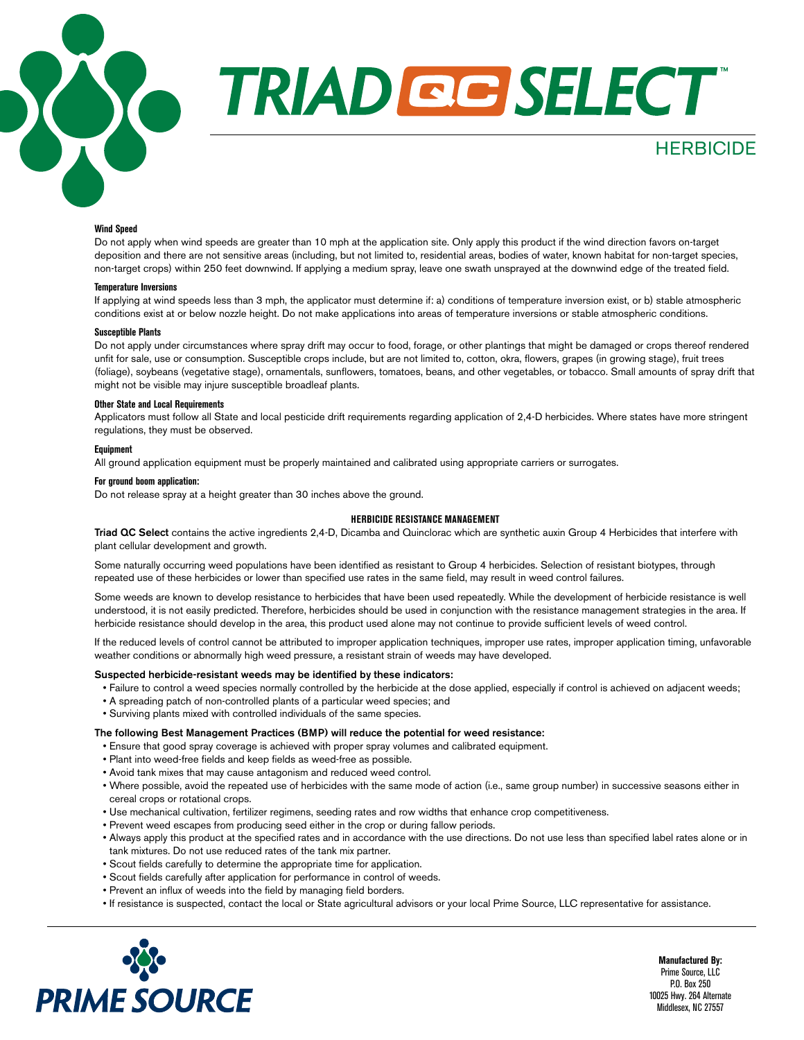# TRIAD QC SELECT™

## HERBICIDE

#### Wind Speed

Do not apply when wind speeds are greater than 10 mph at the application site. Only apply this product if the wind direction favors on-target deposition and there are not sensitive areas (including, but not limited to, residential areas, bodies of water, known habitat for non-target species, non-target crops) within 250 feet downwind. If applying a medium spray, leave one swath unsprayed at the downwind edge of the treated field.

#### Temperature Inversions

If applying at wind speeds less than 3 mph, the applicator must determine if: a) conditions of temperature inversion exist, or b) stable atmospheric conditions exist at or below nozzle height. Do not make applications into areas of temperature inversions or stable atmospheric conditions.

#### Susceptible Plants

Do not apply under circumstances where spray drift may occur to food, forage, or other plantings that might be damaged or crops thereof rendered unfit for sale, use or consumption. Susceptible crops include, but are not limited to, cotton, okra, flowers, grapes (in growing stage), fruit trees (foliage), soybeans (vegetative stage), ornamentals, sunflowers, tomatoes, beans, and other vegetables, or tobacco. Small amounts of spray drift that might not be visible may injure susceptible broadleaf plants.

#### Other State and Local Requirements

Applicators must follow all State and local pesticide drift requirements regarding application of 2,4-D herbicides. Where states have more stringent regulations, they must be observed.

#### Equipment

All ground application equipment must be properly maintained and calibrated using appropriate carriers or surrogates.

#### For ground boom application:

Do not release spray at a height greater than 30 inches above the ground.

### HERBICIDE RESISTANCE MANAGEMENT

**Triad QC Select** contains the active ingredients 2,4-D, Dicamba and Quinclorac which are synthetic auxin Group 4 Herbicides that interfere with plant cellular development and growth.

Some naturally occurring weed populations have been identified as resistant to Group 4 herbicides. Selection of resistant biotypes, through repeated use of these herbicides or lower than specified use rates in the same field, may result in weed control failures.

Some weeds are known to develop resistance to herbicides that have been used repeatedly. While the development of herbicide resistance is well understood, it is not easily predicted. Therefore, herbicides should be used in conjunction with the resistance management strategies in the area. If herbicide resistance should develop in the area, this product used alone may not continue to provide sufficient levels of weed control.

If the reduced levels of control cannot be attributed to improper application techniques, improper use rates, improper application timing, unfavorable weather conditions or abnormally high weed pressure, a resistant strain of weeds may have developed.

**Suspected herbicide-resistant weeds may be identified by these indicators:**

- Failure to control a weed species normally controlled by the herbicide at the dose applied, especially if control is achieved on adjacent weeds;
- A spreading patch of non-controlled plants of a particular weed species; and
- Surviving plants mixed with controlled individuals of the same species.

**The following Best Management Practices (BMP) will reduce the potential for weed resistance:**

- Ensure that good spray coverage is achieved with proper spray volumes and calibrated equipment.
- Plant into weed-free fields and keep fields as weed-free as possible.
- Avoid tank mixes that may cause antagonism and reduced weed control.
- Where possible, avoid the repeated use of herbicides with the same mode of action (i.e., same group number) in successive seasons either in cereal crops or rotational crops.
- Use mechanical cultivation, fertilizer regimens, seeding rates and row widths that enhance crop competitiveness.
- Prevent weed escapes from producing seed either in the crop or during fallow periods.
- Always apply this product at the specified rates and in accordance with the use directions. Do not use less than specified label rates alone or in tank mixtures. Do not use reduced rates of the tank mix partner.
- Scout fields carefully to determine the appropriate time for application.
- Scout fields carefully after application for performance in control of weeds.
- Prevent an influx of weeds into the field by managing field borders.
- If resistance is suspected, contact the local or State agricultural advisors or your local Prime Source, LLC representative for assistance.

PRIME SOURCE

**Manufactured By:**
Prime Source, LLC
P.O. Box 250
10025 Hwy. 264 Alternate
Middlesex, NC 27557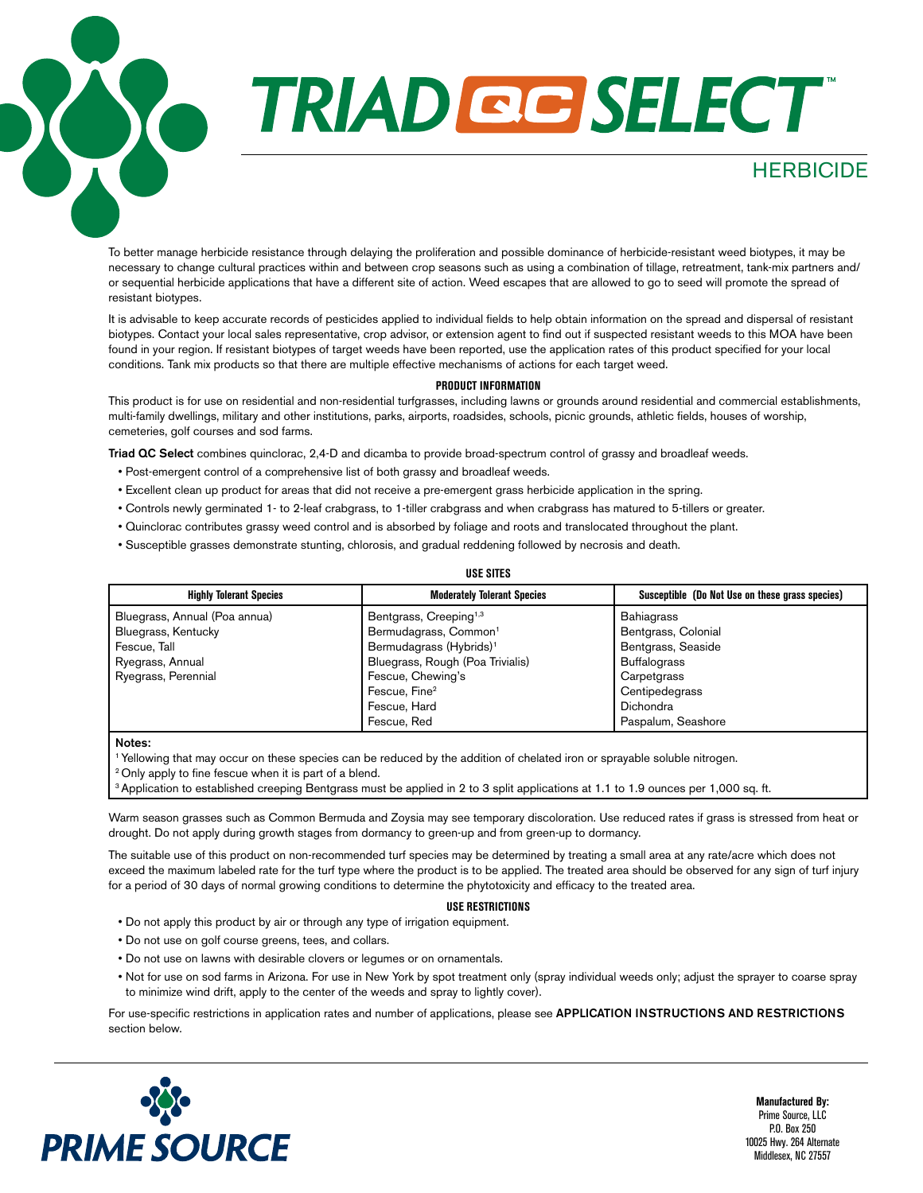# TRIAD QC SELECT™

## HERBICIDE

To better manage herbicide resistance through delaying the proliferation and possible dominance of herbicide-resistant weed biotypes, it may be necessary to change cultural practices within and between crop seasons such as using a combination of tillage, retreatment, tank-mix partners and/or sequential herbicide applications that have a different site of action. Weed escapes that are allowed to go to seed will promote the spread of resistant biotypes.

It is advisable to keep accurate records of pesticides applied to individual fields to help obtain information on the spread and dispersal of resistant biotypes. Contact your local sales representative, crop advisor, or extension agent to find out if suspected resistant weeds to this MOA have been found in your region. If resistant biotypes of target weeds have been reported, use the application rates of this product specified for your local conditions. Tank mix products so that there are multiple effective mechanisms of actions for each target weed.

### PRODUCT INFORMATION

This product is for use on residential and non-residential turfgrasses, including lawns or grounds around residential and commercial establishments, multi-family dwellings, military and other institutions, parks, airports, roadsides, schools, picnic grounds, athletic fields, houses of worship, cemeteries, golf courses and sod farms.

**Triad QC Select** combines quinclorac, 2,4-D and dicamba to provide broad-spectrum control of grassy and broadleaf weeds.

- Post-emergent control of a comprehensive list of both grassy and broadleaf weeds.
- Excellent clean up product for areas that did not receive a pre-emergent grass herbicide application in the spring.
- Controls newly germinated 1- to 2-leaf crabgrass, to 1-tiller crabgrass and when crabgrass has matured to 5-tillers or greater.
- Quinclorac contributes grassy weed control and is absorbed by foliage and roots and translocated throughout the plant.
- Susceptible grasses demonstrate stunting, chlorosis, and gradual reddening followed by necrosis and death.

### USE SITES

| Highly Tolerant Species | Moderately Tolerant Species | Susceptible (Do Not Use on these grass species) |
|---|---|---|
| Bluegrass, Annual (Poa annua) | Bentgrass, Creeping[1,3] | Bahiagrass |
| Bluegrass, Kentucky | Bermudagrass, Common[1] | Bentgrass, Colonial |
| Fescue, Tall | Bermudagrass (Hybrids)[1] | Bentgrass, Seaside |
| Ryegrass, Annual | Bluegrass, Rough (Poa Trivialis) | Buffalograss |
| Ryegrass, Perennial | Fescue, Chewing's | Carpetgrass |
| | Fescue, Fine[2] | Centipedegrass |
| | Fescue, Hard | Dichondra |
| | Fescue, Red | Paspalum, Seashore |

**Notes:**

[1] Yellowing that may occur on these species can be reduced by the addition of chelated iron or sprayable soluble nitrogen.

[2] Only apply to fine fescue when it is part of a blend.

[3] Application to established creeping Bentgrass must be applied in 2 to 3 split applications at 1.1 to 1.9 ounces per 1,000 sq. ft.

Warm season grasses such as Common Bermuda and Zoysia may see temporary discoloration. Use reduced rates if grass is stressed from heat or drought. Do not apply during growth stages from dormancy to green-up and from green-up to dormancy.

The suitable use of this product on non-recommended turf species may be determined by treating a small area at any rate/acre which does not exceed the maximum labeled rate for the turf type where the product is to be applied. The treated area should be observed for any sign of turf injury for a period of 30 days of normal growing conditions to determine the phytotoxicity and efficacy to the treated area.

### USE RESTRICTIONS

- Do not apply this product by air or through any type of irrigation equipment.
- Do not use on golf course greens, tees, and collars.
- Do not use on lawns with desirable clovers or legumes or on ornamentals.
- Not for use on sod farms in Arizona. For use in New York by spot treatment only (spray individual weeds only; adjust the sprayer to coarse spray to minimize wind drift, apply to the center of the weeds and spray to lightly cover).

For use-specific restrictions in application rates and number of applications, please see APPLICATION INSTRUCTIONS AND RESTRICTIONS section below.

PRIME SOURCE

**Manufactured By:**
Prime Source, LLC
P.O. Box 250
10025 Hwy. 264 Alternate
Middlesex, NC 27557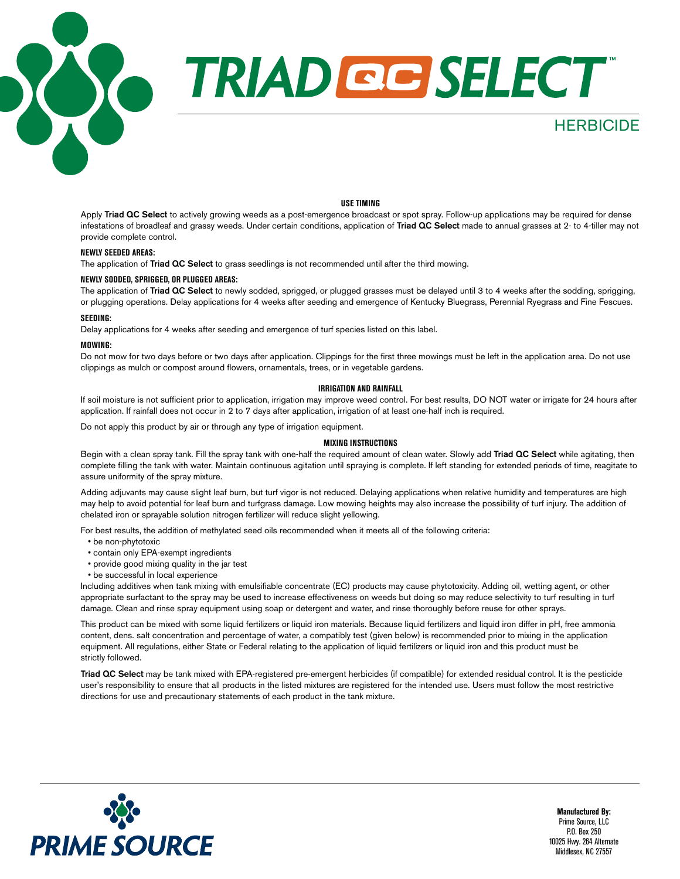# TRIAD QC SELECT™

## HERBICIDE

### USE TIMING

Apply **Triad QC Select** to actively growing weeds as a post-emergence broadcast or spot spray. Follow-up applications may be required for dense infestations of broadleaf and grassy weeds. Under certain conditions, application of **Triad QC Select** made to annual grasses at 2- to 4-tiller may not provide complete control.

**NEWLY SEEDED AREAS:**

The application of **Triad QC Select** to grass seedlings is not recommended until after the third mowing.

**NEWLY SODDED, SPRIGGED, OR PLUGGED AREAS:**

The application of **Triad QC Select** to newly sodded, sprigged, or plugged grasses must be delayed until 3 to 4 weeks after the sodding, sprigging, or plugging operations. Delay applications for 4 weeks after seeding and emergence of Kentucky Bluegrass, Perennial Ryegrass and Fine Fescues.

**SEEDING:**

Delay applications for 4 weeks after seeding and emergence of turf species listed on this label.

**MOWING:**

Do not mow for two days before or two days after application. Clippings for the first three mowings must be left in the application area. Do not use clippings as mulch or compost around flowers, ornamentals, trees, or in vegetable gardens.

### IRRIGATION AND RAINFALL

If soil moisture is not sufficient prior to application, irrigation may improve weed control. For best results, DO NOT water or irrigate for 24 hours after application. If rainfall does not occur in 2 to 7 days after application, irrigation of at least one-half inch is required.

Do not apply this product by air or through any type of irrigation equipment.

### MIXING INSTRUCTIONS

Begin with a clean spray tank. Fill the spray tank with one-half the required amount of clean water. Slowly add **Triad QC Select** while agitating, then complete filling the tank with water. Maintain continuous agitation until spraying is complete. If left standing for extended periods of time, reagitate to assure uniformity of the spray mixture.

Adding adjuvants may cause slight leaf burn, but turf vigor is not reduced. Delaying applications when relative humidity and temperatures are high may help to avoid potential for leaf burn and turfgrass damage. Low mowing heights may also increase the possibility of turf injury. The addition of chelated iron or sprayable solution nitrogen fertilizer will reduce slight yellowing.

For best results, the addition of methylated seed oils recommended when it meets all of the following criteria:

- be non-phytotoxic
- contain only EPA-exempt ingredients
- provide good mixing quality in the jar test
- be successful in local experience

Including additives when tank mixing with emulsifiable concentrate (EC) products may cause phytotoxicity. Adding oil, wetting agent, or other appropriate surfactant to the spray may be used to increase effectiveness on weeds but doing so may reduce selectivity to turf resulting in turf damage. Clean and rinse spray equipment using soap or detergent and water, and rinse thoroughly before reuse for other sprays.

This product can be mixed with some liquid fertilizers or liquid iron materials. Because liquid fertilizers and liquid iron differ in pH, free ammonia content, dens. salt concentration and percentage of water, a compatibly test (given below) is recommended prior to mixing in the application equipment. All regulations, either State or Federal relating to the application of liquid fertilizers or liquid iron and this product must be strictly followed.

**Triad QC Select** may be tank mixed with EPA-registered pre-emergent herbicides (if compatible) for extended residual control. It is the pesticide user's responsibility to ensure that all products in the listed mixtures are registered for the intended use. Users must follow the most restrictive directions for use and precautionary statements of each product in the tank mixture.

PRIME SOURCE

**Manufactured By:**
Prime Source, LLC
P.O. Box 250
10025 Hwy. 264 Alternate
Middlesex, NC 27557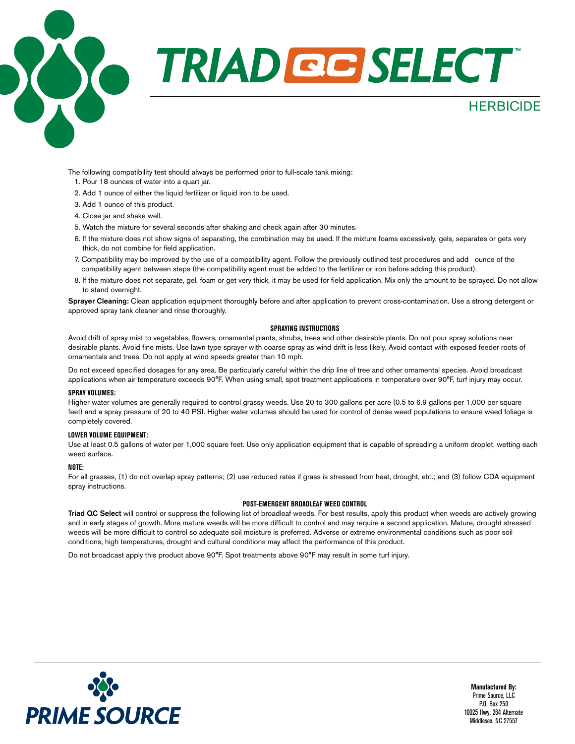# TRIAD QC SELECT™

HERBICIDE

The following compatibility test should always be performed prior to full-scale tank mixing:

1. Pour 18 ounces of water into a quart jar.
2. Add 1 ounce of either the liquid fertilizer or liquid iron to be used.
3. Add 1 ounce of this product.
4. Close jar and shake well.
5. Watch the mixture for several seconds after shaking and check again after 30 minutes.
6. If the mixture does not show signs of separating, the combination may be used. If the mixture foams excessively, gels, separates or gets very thick, do not combine for field application.
7. Compatibility may be improved by the use of a compatibility agent. Follow the previously outlined test procedures and add  ounce of the compatibility agent between steps (the compatibility agent must be added to the fertilizer or iron before adding this product).
8. If the mixture does not separate, gel, foam or get very thick, it may be used for field application. Mix only the amount to be sprayed. Do not allow to stand overnight.

**Sprayer Cleaning:** Clean application equipment thoroughly before and after application to prevent cross-contamination. Use a strong detergent or approved spray tank cleaner and rinse thoroughly.

## SPRAYING INSTRUCTIONS

Avoid drift of spray mist to vegetables, flowers, ornamental plants, shrubs, trees and other desirable plants. Do not pour spray solutions near desirable plants. Avoid fine mists. Use lawn type sprayer with coarse spray as wind drift is less likely. Avoid contact with exposed feeder roots of ornamentals and trees. Do not apply at wind speeds greater than 10 mph.

Do not exceed specified dosages for any area. Be particularly careful within the drip line of tree and other ornamental species. Avoid broadcast applications when air temperature exceeds 90°F. When using small, spot treatment applications in temperature over 90°F, turf injury may occur.

### SPRAY VOLUMES:

Higher water volumes are generally required to control grassy weeds. Use 20 to 300 gallons per acre (0.5 to 6.9 gallons per 1,000 per square feet) and a spray pressure of 20 to 40 PSI. Higher water volumes should be used for control of dense weed populations to ensure weed foliage is completely covered.

### LOWER VOLUME EQUIPMENT:

Use at least 0.5 gallons of water per 1,000 square feet. Use only application equipment that is capable of spreading a uniform droplet, wetting each weed surface.

### NOTE:

For all grasses, (1) do not overlap spray patterns; (2) use reduced rates if grass is stressed from heat, drought, etc.; and (3) follow CDA equipment spray instructions.

## POST-EMERGENT BROADLEAF WEED CONTROL

**Triad QC Select** will control or suppress the following list of broadleaf weeds. For best results, apply this product when weeds are actively growing and in early stages of growth. More mature weeds will be more difficult to control and may require a second application. Mature, drought stressed weeds will be more difficult to control so adequate soil moisture is preferred. Adverse or extreme environmental conditions such as poor soil conditions, high temperatures, drought and cultural conditions may affect the performance of this product.

Do not broadcast apply this product above 90°F. Spot treatments above 90°F may result in some turf injury.

PRIME SOURCE

**Manufactured By:**
Prime Source, LLC
P.O. Box 250
10025 Hwy. 264 Alternate
Middlesex, NC 27557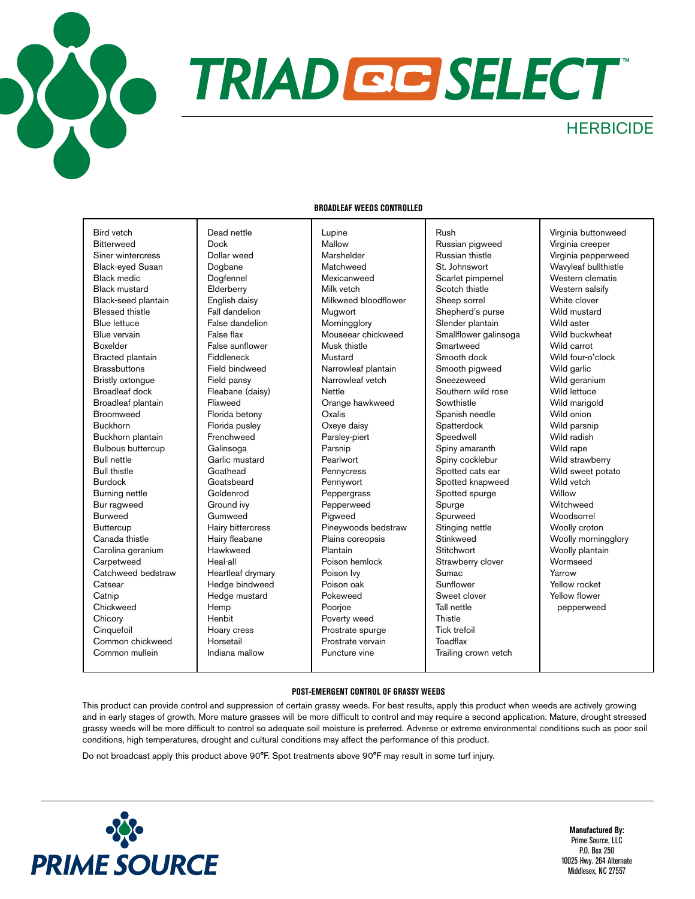# TRIAD QC SELECT™

## HERBICIDE

### BROADLEAF WEEDS CONTROLLED

| | | | | |
|---|---|---|---|---|
| Bird vetch | Dead nettle | Lupine | Rush | Virginia buttonweed |
| Bitterweed | Dock | Mallow | Russian pigweed | Virginia creeper |
| Siner wintercress | Dollar weed | Marshelder | Russian thistle | Virginia pepperweed |
| Black-eyed Susan | Dogbane | Matchweed | St. Johnswort | Wavyleaf bullthistle |
| Black medic | Dogfennel | Mexicanweed | Scarlet pimpernel | Western clematis |
| Black mustard | Elderberry | Milk vetch | Scotch thistle | Western salsify |
| Black-seed plantain | English daisy | Milkweed bloodflower | Sheep sorrel | White clover |
| Blessed thistle | Fall dandelion | Mugwort | Shepherd's purse | Wild mustard |
| Blue lettuce | False dandelion | Morningglory | Slender plantain | Wild aster |
| Blue vervain | False flax | Mouseear chickweed | Smallflower galinsoga | Wild buckwheat |
| Boxelder | False sunflower | Musk thistle | Smartweed | Wild carrot |
| Bracted plantain | Fiddleneck | Mustard | Smooth dock | Wild four-o'clock |
| Brassbuttons | Field bindweed | Narrowleaf plantain | Smooth pigweed | Wild garlic |
| Bristly oxtongue | Field pansy | Narrowleaf vetch | Sneezeweed | Wild geranium |
| Broadleaf dock | Fleabane (daisy) | Nettle | Southern wild rose | Wild lettuce |
| Broadleaf plantain | Flixweed | Orange hawkweed | Sowthistle | Wild marigold |
| Broomweed | Florida betony | Oxalis | Spanish needle | Wild onion |
| Buckhorn | Florida pusley | Oxeye daisy | Spatterdock | Wild parsnip |
| Buckhorn plantain | Frenchweed | Parsley-piert | Speedwell | Wild radish |
| Bulbous buttercup | Galinsoga | Parsnip | Spiny amaranth | Wild rape |
| Bull nettle | Garlic mustard | Pearlwort | Spiny cocklebur | Wild strawberry |
| Bull thistle | Goathead | Pennycress | Spotted cats ear | Wild sweet potato |
| Burdock | Goatsbeard | Pennywort | Spotted knapweed | Wild vetch |
| Burning nettle | Goldenrod | Peppergrass | Spotted spurge | Willow |
| Bur ragweed | Ground ivy | Pepperweed | Spurge | Witchweed |
| Burweed | Gumweed | Pigweed | Spurweed | Woodsorrel |
| Buttercup | Hairy bittercress | Pineywoods bedstraw | Stinging nettle | Woolly croton |
| Canada thistle | Hairy fleabane | Plains coreopsis | Stinkweed | Woolly morningglory |
| Carolina geranium | Hawkweed | Plantain | Stitchwort | Woolly plantain |
| Carpetweed | Heal-all | Poison hemlock | Strawberry clover | Wormseed |
| Catchweed bedstraw | Heartleaf drymary | Poison Ivy | Sumac | Yarrow |
| Catsear | Hedge bindweed | Poison oak | Sunflower | Yellow rocket |
| Catnip | Hedge mustard | Pokeweed | Sweet clover | Yellow flower pepperweed |
| Chickweed | Hemp | Poorjoe | Tall nettle | |
| Chicory | Henbit | Poverty weed | Thistle | |
| Cinquefoil | Hoary cress | Prostrate spurge | Tick trefoil | |
| Common chickweed | Horsetail | Prostrate vervain | Toadflax | |
| Common mullein | Indiana mallow | Puncture vine | Trailing crown vetch | |

### POST-EMERGENT CONTROL OF GRASSY WEEDS

This product can provide control and suppression of certain grassy weeds. For best results, apply this product when weeds are actively growing and in early stages of growth. More mature grasses will be more difficult to control and may require a second application. Mature, drought stressed grassy weeds will be more difficult to control so adequate soil moisture is preferred. Adverse or extreme environmental conditions such as poor soil conditions, high temperatures, drought and cultural conditions may affect the performance of this product.

Do not broadcast apply this product above 90°F. Spot treatments above 90°F may result in some turf injury.

PRIME SOURCE

**Manufactured By:**
Prime Source, LLC
P.O. Box 250
10025 Hwy. 264 Alternate
Middlesex, NC 27557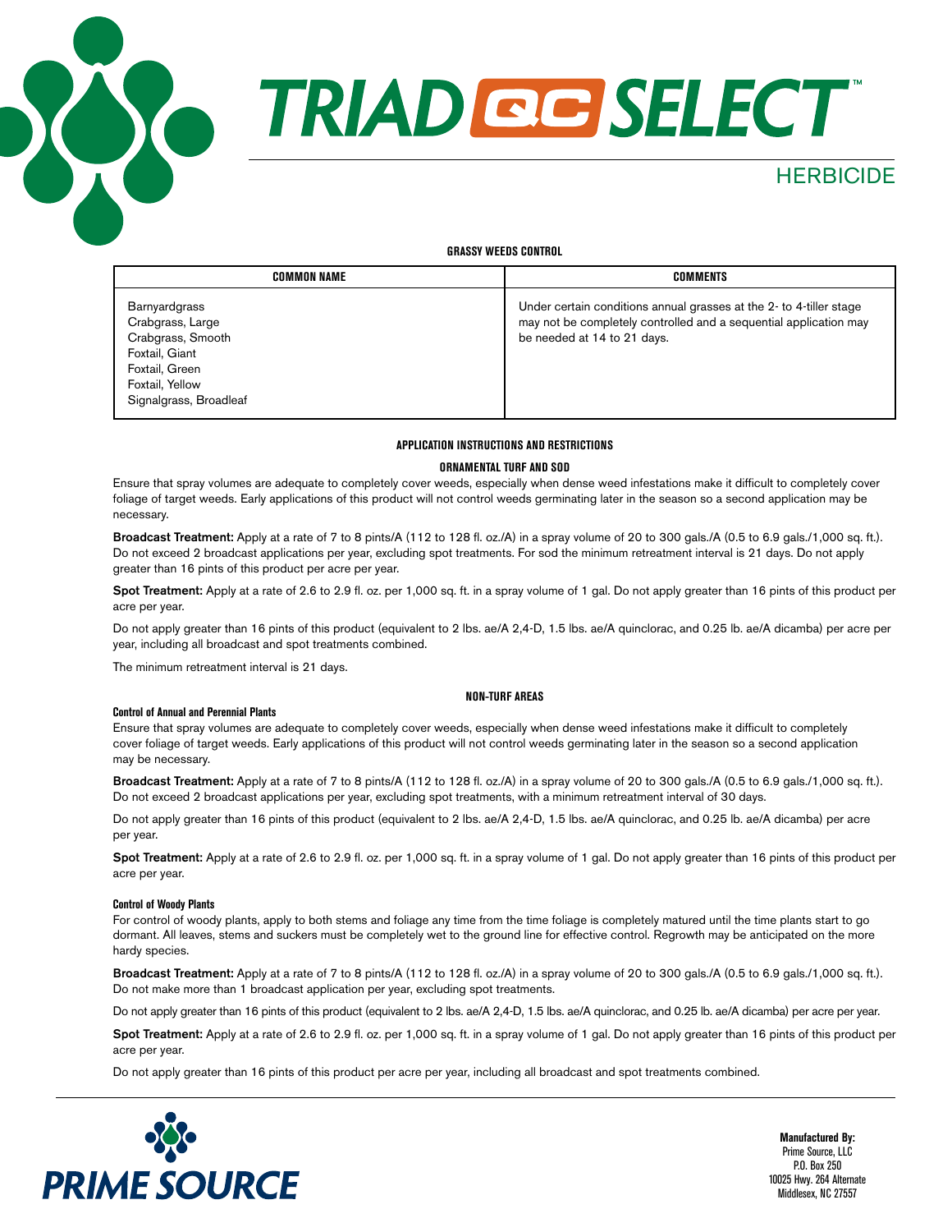# TRIAD QC SELECT™

HERBICIDE

**GRASSY WEEDS CONTROL**

| COMMON NAME | COMMENTS |
|---|---|
| Barnyardgrass<br>Crabgrass, Large<br>Crabgrass, Smooth<br>Foxtail, Giant<br>Foxtail, Green<br>Foxtail, Yellow<br>Signalgrass, Broadleaf | Under certain conditions annual grasses at the 2- to 4-tiller stage may not be completely controlled and a sequential application may be needed at 14 to 21 days. |

## APPLICATION INSTRUCTIONS AND RESTRICTIONS

### ORNAMENTAL TURF AND SOD

Ensure that spray volumes are adequate to completely cover weeds, especially when dense weed infestations make it difficult to completely cover foliage of target weeds. Early applications of this product will not control weeds germinating later in the season so a second application may be necessary.

**Broadcast Treatment:** Apply at a rate of 7 to 8 pints/A (112 to 128 fl. oz./A) in a spray volume of 20 to 300 gals./A (0.5 to 6.9 gals./1,000 sq. ft.). Do not exceed 2 broadcast applications per year, excluding spot treatments. For sod the minimum retreatment interval is 21 days. Do not apply greater than 16 pints of this product per acre per year.

**Spot Treatment:** Apply at a rate of 2.6 to 2.9 fl. oz. per 1,000 sq. ft. in a spray volume of 1 gal. Do not apply greater than 16 pints of this product per acre per year.

Do not apply greater than 16 pints of this product (equivalent to 2 lbs. ae/A 2,4-D, 1.5 lbs. ae/A quinclorac, and 0.25 lb. ae/A dicamba) per acre per year, including all broadcast and spot treatments combined.

The minimum retreatment interval is 21 days.

### NON-TURF AREAS

#### Control of Annual and Perennial Plants

Ensure that spray volumes are adequate to completely cover weeds, especially when dense weed infestations make it difficult to completely cover foliage of target weeds. Early applications of this product will not control weeds germinating later in the season so a second application may be necessary.

**Broadcast Treatment:** Apply at a rate of 7 to 8 pints/A (112 to 128 fl. oz./A) in a spray volume of 20 to 300 gals./A (0.5 to 6.9 gals./1,000 sq. ft.). Do not exceed 2 broadcast applications per year, excluding spot treatments, with a minimum retreatment interval of 30 days.

Do not apply greater than 16 pints of this product (equivalent to 2 lbs. ae/A 2,4-D, 1.5 lbs. ae/A quinclorac, and 0.25 lb. ae/A dicamba) per acre per year.

**Spot Treatment:** Apply at a rate of 2.6 to 2.9 fl. oz. per 1,000 sq. ft. in a spray volume of 1 gal. Do not apply greater than 16 pints of this product per acre per year.

#### Control of Woody Plants

For control of woody plants, apply to both stems and foliage any time from the time foliage is completely matured until the time plants start to go dormant. All leaves, stems and suckers must be completely wet to the ground line for effective control. Regrowth may be anticipated on the more hardy species.

**Broadcast Treatment:** Apply at a rate of 7 to 8 pints/A (112 to 128 fl. oz./A) in a spray volume of 20 to 300 gals./A (0.5 to 6.9 gals./1,000 sq. ft.). Do not make more than 1 broadcast application per year, excluding spot treatments.

Do not apply greater than 16 pints of this product (equivalent to 2 lbs. ae/A 2,4-D, 1.5 lbs. ae/A quinclorac, and 0.25 lb. ae/A dicamba) per acre per year.

**Spot Treatment:** Apply at a rate of 2.6 to 2.9 fl. oz. per 1,000 sq. ft. in a spray volume of 1 gal. Do not apply greater than 16 pints of this product per acre per year.

Do not apply greater than 16 pints of this product per acre per year, including all broadcast and spot treatments combined.

PRIME SOURCE

**Manufactured By:**
Prime Source, LLC
P.O. Box 250
10025 Hwy. 264 Alternate
Middlesex, NC 27557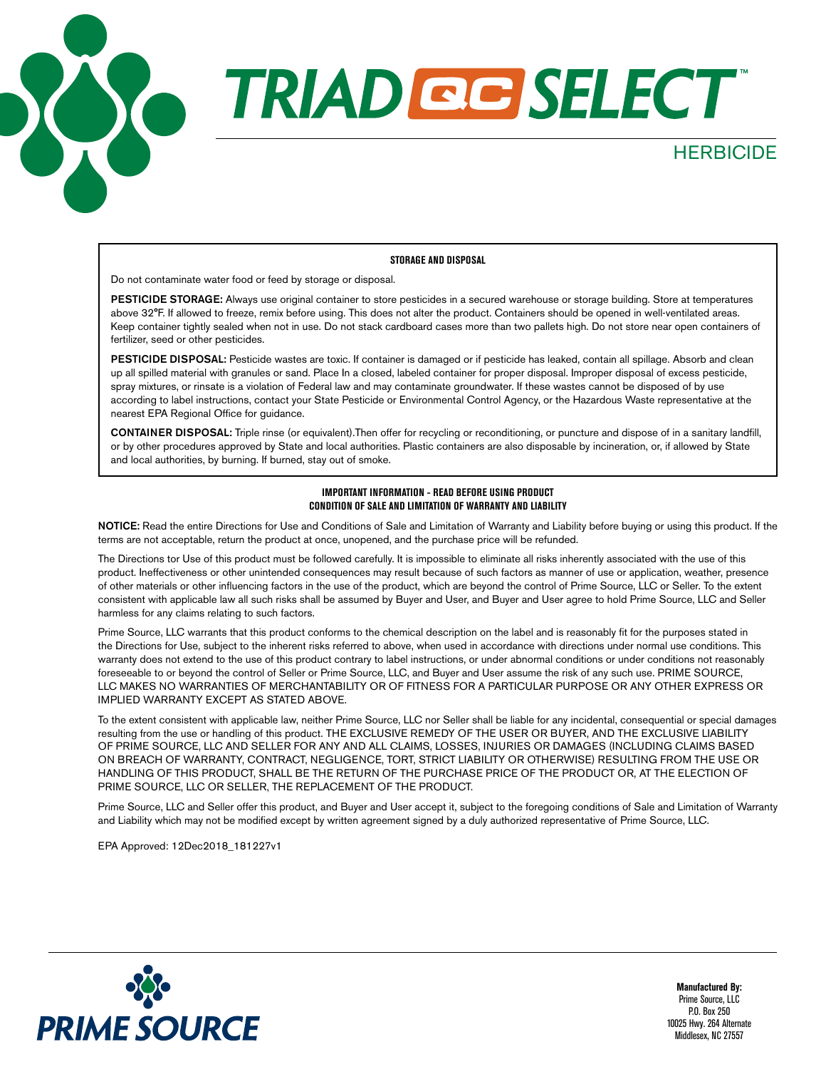# TRIAD QC SELECT™

HERBICIDE

**STORAGE AND DISPOSAL**

Do not contaminate water food or feed by storage or disposal.

**PESTICIDE STORAGE:** Always use original container to store pesticides in a secured warehouse or storage building. Store at temperatures above 32°F. If allowed to freeze, remix before using. This does not alter the product. Containers should be opened in well-ventilated areas. Keep container tightly sealed when not in use. Do not stack cardboard cases more than two pallets high. Do not store near open containers of fertilizer, seed or other pesticides.

**PESTICIDE DISPOSAL:** Pesticide wastes are toxic. If container is damaged or if pesticide has leaked, contain all spillage. Absorb and clean up all spilled material with granules or sand. Place In a closed, labeled container for proper disposal. Improper disposal of excess pesticide, spray mixtures, or rinsate is a violation of Federal law and may contaminate groundwater. If these wastes cannot be disposed of by use according to label instructions, contact your State Pesticide or Environmental Control Agency, or the Hazardous Waste representative at the nearest EPA Regional Office for guidance.

**CONTAINER DISPOSAL:** Triple rinse (or equivalent).Then offer for recycling or reconditioning, or puncture and dispose of in a sanitary landfill, or by other procedures approved by State and local authorities. Plastic containers are also disposable by incineration, or, if allowed by State and local authorities, by burning. If burned, stay out of smoke.

**IMPORTANT INFORMATION - READ BEFORE USING PRODUCT**
**CONDITION OF SALE AND LIMITATION OF WARRANTY AND LIABILITY**

**NOTICE:** Read the entire Directions for Use and Conditions of Sale and Limitation of Warranty and Liability before buying or using this product. If the terms are not acceptable, return the product at once, unopened, and the purchase price will be refunded.

The Directions tor Use of this product must be followed carefully. It is impossible to eliminate all risks inherently associated with the use of this product. Ineffectiveness or other unintended consequences may result because of such factors as manner of use or application, weather, presence of other materials or other influencing factors in the use of the product, which are beyond the control of Prime Source, LLC or Seller. To the extent consistent with applicable law all such risks shall be assumed by Buyer and User, and Buyer and User agree to hold Prime Source, LLC and Seller harmless for any claims relating to such factors.

Prime Source, LLC warrants that this product conforms to the chemical description on the label and is reasonably fit for the purposes stated in the Directions for Use, subject to the inherent risks referred to above, when used in accordance with directions under normal use conditions. This warranty does not extend to the use of this product contrary to label instructions, or under abnormal conditions or under conditions not reasonably foreseeable to or beyond the control of Seller or Prime Source, LLC, and Buyer and User assume the risk of any such use. PRIME SOURCE, LLC MAKES NO WARRANTIES OF MERCHANTABILITY OR OF FITNESS FOR A PARTICULAR PURPOSE OR ANY OTHER EXPRESS OR IMPLIED WARRANTY EXCEPT AS STATED ABOVE.

To the extent consistent with applicable law, neither Prime Source, LLC nor Seller shall be liable for any incidental, consequential or special damages resulting from the use or handling of this product. THE EXCLUSIVE REMEDY OF THE USER OR BUYER, AND THE EXCLUSIVE LIABILITY OF PRIME SOURCE, LLC AND SELLER FOR ANY AND ALL CLAIMS, LOSSES, INJURIES OR DAMAGES (INCLUDING CLAIMS BASED ON BREACH OF WARRANTY, CONTRACT, NEGLIGENCE, TORT, STRICT LIABILITY OR OTHERWISE) RESULTING FROM THE USE OR HANDLING OF THIS PRODUCT, SHALL BE THE RETURN OF THE PURCHASE PRICE OF THE PRODUCT OR, AT THE ELECTION OF PRIME SOURCE, LLC OR SELLER, THE REPLACEMENT OF THE PRODUCT.

Prime Source, LLC and Seller offer this product, and Buyer and User accept it, subject to the foregoing conditions of Sale and Limitation of Warranty and Liability which may not be modified except by written agreement signed by a duly authorized representative of Prime Source, LLC.

EPA Approved: 12Dec2018_181227v1

PRIME SOURCE

**Manufactured By:**
Prime Source, LLC
P.O. Box 250
10025 Hwy. 264 Alternate
Middlesex, NC 27557